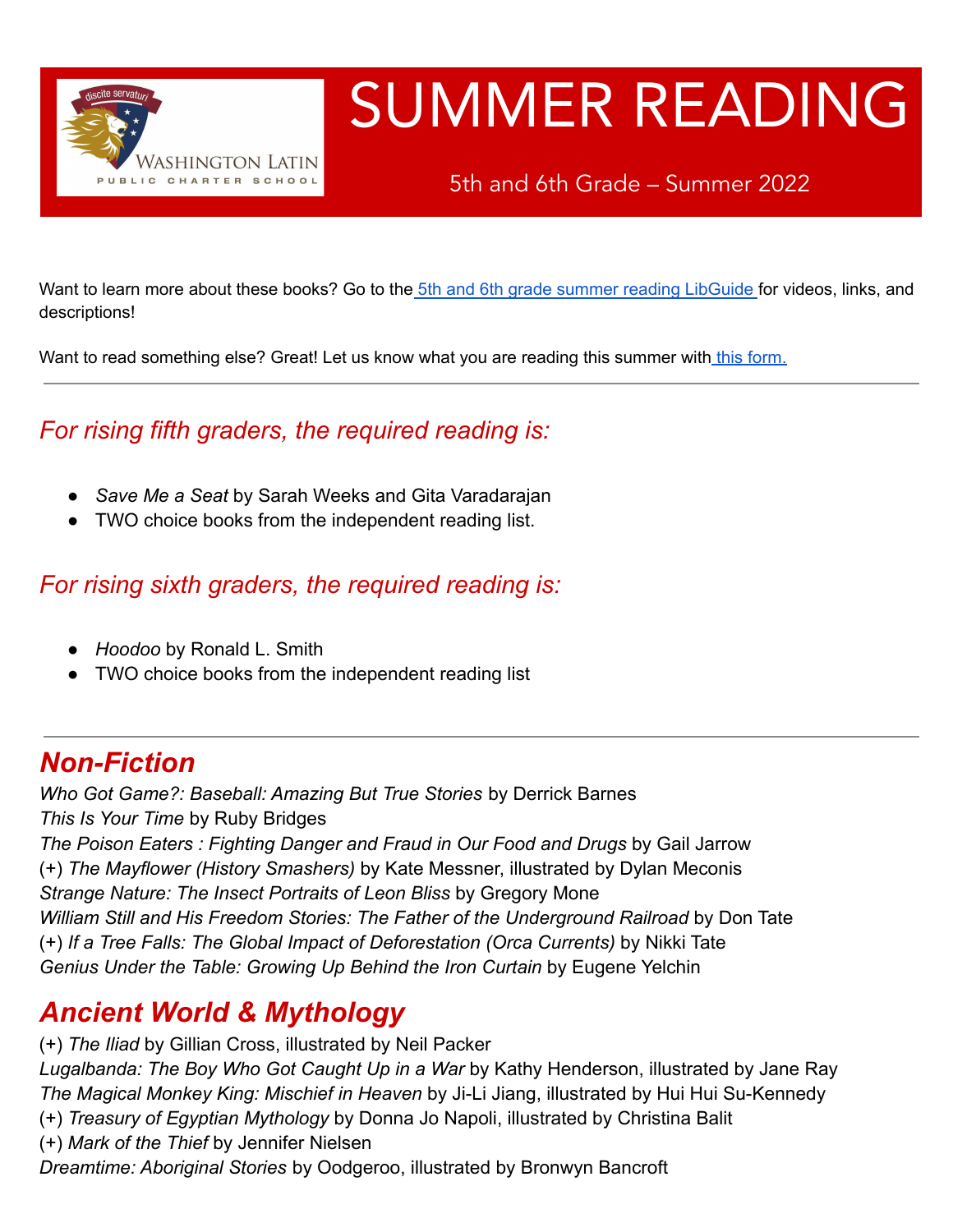# SUMMER READING

5th and 6th Grade – Summer 2022

Want to learn more about these books? Go to the [5th and 6th grade summer reading LibGuide](#) for videos, links, and descriptions!

Want to read something else? Great! Let us know what you are reading this summer with [this form.](#)

---

## *For rising fifth graders, the required reading is:*

- *Save Me a Seat* by Sarah Weeks and Gita Varadarajan
- TWO choice books from the independent reading list.

## *For rising sixth graders, the required reading is:*

- *Hoodoo* by Ronald L. Smith
- TWO choice books from the independent reading list

---

## ***Non-Fiction***

*Who Got Game?: Baseball: Amazing But True Stories* by Derrick Barnes
*This Is Your Time* by Ruby Bridges
*The Poison Eaters : Fighting Danger and Fraud in Our Food and Drugs* by Gail Jarrow
(+) *The Mayflower (History Smashers)* by Kate Messner, illustrated by Dylan Meconis
*Strange Nature: The Insect Portraits of Leon Bliss* by Gregory Mone
*William Still and His Freedom Stories: The Father of the Underground Railroad* by Don Tate
(+) *If a Tree Falls: The Global Impact of Deforestation (Orca Currents)* by Nikki Tate
*Genius Under the Table: Growing Up Behind the Iron Curtain* by Eugene Yelchin

## ***Ancient World & Mythology***

(+) *The Iliad* by Gillian Cross, illustrated by Neil Packer
*Lugalbanda: The Boy Who Got Caught Up in a War* by Kathy Henderson, illustrated by Jane Ray
*The Magical Monkey King: Mischief in Heaven* by Ji-Li Jiang, illustrated by Hui Hui Su-Kennedy
(+) *Treasury of Egyptian Mythology* by Donna Jo Napoli, illustrated by Christina Balit
(+) *Mark of the Thief* by Jennifer Nielsen
*Dreamtime: Aboriginal Stories* by Oodgeroo, illustrated by Bronwyn Bancroft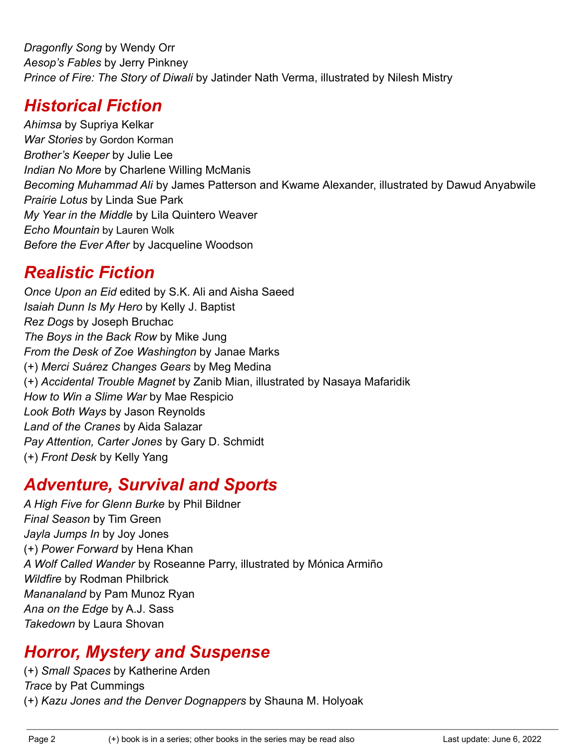*Dragonfly Song* by Wendy Orr
*Aesop's Fables* by Jerry Pinkney
*Prince of Fire: The Story of Diwali* by Jatinder Nath Verma, illustrated by Nilesh Mistry

## Historical Fiction

*Ahimsa* by Supriya Kelkar
*War Stories* by Gordon Korman
*Brother's Keeper* by Julie Lee
*Indian No More* by Charlene Willing McManis
*Becoming Muhammad Ali* by James Patterson and Kwame Alexander, illustrated by Dawud Anyabwile
*Prairie Lotus* by Linda Sue Park
*My Year in the Middle* by Lila Quintero Weaver
*Echo Mountain* by Lauren Wolk
*Before the Ever After* by Jacqueline Woodson

## Realistic Fiction

*Once Upon an Eid* edited by S.K. Ali and Aisha Saeed
*Isaiah Dunn Is My Hero* by Kelly J. Baptist
*Rez Dogs* by Joseph Bruchac
*The Boys in the Back Row* by Mike Jung
*From the Desk of Zoe Washington* by Janae Marks
(+) *Merci Suárez Changes Gears* by Meg Medina
(+) *Accidental Trouble Magnet* by Zanib Mian, illustrated by Nasaya Mafaridik
*How to Win a Slime War* by Mae Respicio
*Look Both Ways* by Jason Reynolds
*Land of the Cranes* by Aida Salazar
*Pay Attention, Carter Jones* by Gary D. Schmidt
(+) *Front Desk* by Kelly Yang

## Adventure, Survival and Sports

*A High Five for Glenn Burke* by Phil Bildner
*Final Season* by Tim Green
*Jayla Jumps In* by Joy Jones
(+) *Power Forward* by Hena Khan
*A Wolf Called Wander* by Roseanne Parry, illustrated by Mónica Armiño
*Wildfire* by Rodman Philbrick
*Mananaland* by Pam Munoz Ryan
*Ana on the Edge* by A.J. Sass
*Takedown* by Laura Shovan

## Horror, Mystery and Suspense

(+) *Small Spaces* by Katherine Arden
*Trace* by Pat Cummings
(+) *Kazu Jones and the Denver Dognappers* by Shauna M. Holyoak

(+) book is in a series; other books in the series may be read also

Last update: June 6, 2022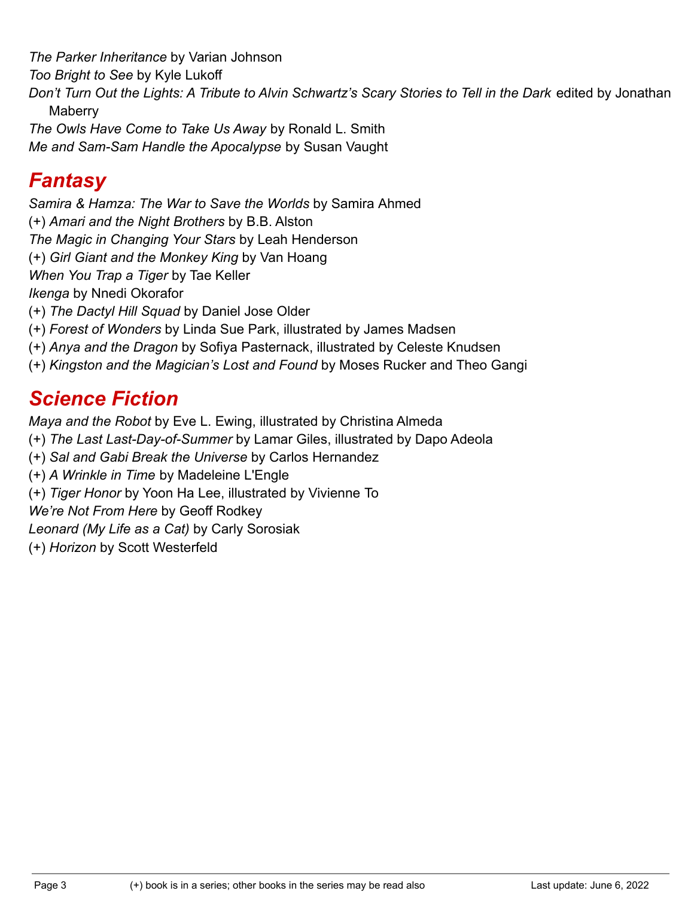*The Parker Inheritance* by Varian Johnson
*Too Bright to See* by Kyle Lukoff
*Don't Turn Out the Lights: A Tribute to Alvin Schwartz's Scary Stories to Tell in the Dark* edited by Jonathan Maberry
*The Owls Have Come to Take Us Away* by Ronald L. Smith
*Me and Sam-Sam Handle the Apocalypse* by Susan Vaught

## Fantasy

*Samira & Hamza: The War to Save the Worlds* by Samira Ahmed
(+) *Amari and the Night Brothers* by B.B. Alston
*The Magic in Changing Your Stars* by Leah Henderson
(+) *Girl Giant and the Monkey King* by Van Hoang
*When You Trap a Tiger* by Tae Keller
*Ikenga* by Nnedi Okorafor
(+) *The Dactyl Hill Squad* by Daniel Jose Older
(+) *Forest of Wonders* by Linda Sue Park, illustrated by James Madsen
(+) *Anya and the Dragon* by Sofiya Pasternack, illustrated by Celeste Knudsen
(+) *Kingston and the Magician's Lost and Found* by Moses Rucker and Theo Gangi

## Science Fiction

*Maya and the Robot* by Eve L. Ewing, illustrated by Christina Almeda
(+) *The Last Last-Day-of-Summer* by Lamar Giles, illustrated by Dapo Adeola
(+) *Sal and Gabi Break the Universe* by Carlos Hernandez
(+) *A Wrinkle in Time* by Madeleine L'Engle
(+) *Tiger Honor* by Yoon Ha Lee, illustrated by Vivienne To
*We're Not From Here* by Geoff Rodkey
*Leonard (My Life as a Cat)* by Carly Sorosiak
(+) *Horizon* by Scott Westerfeld